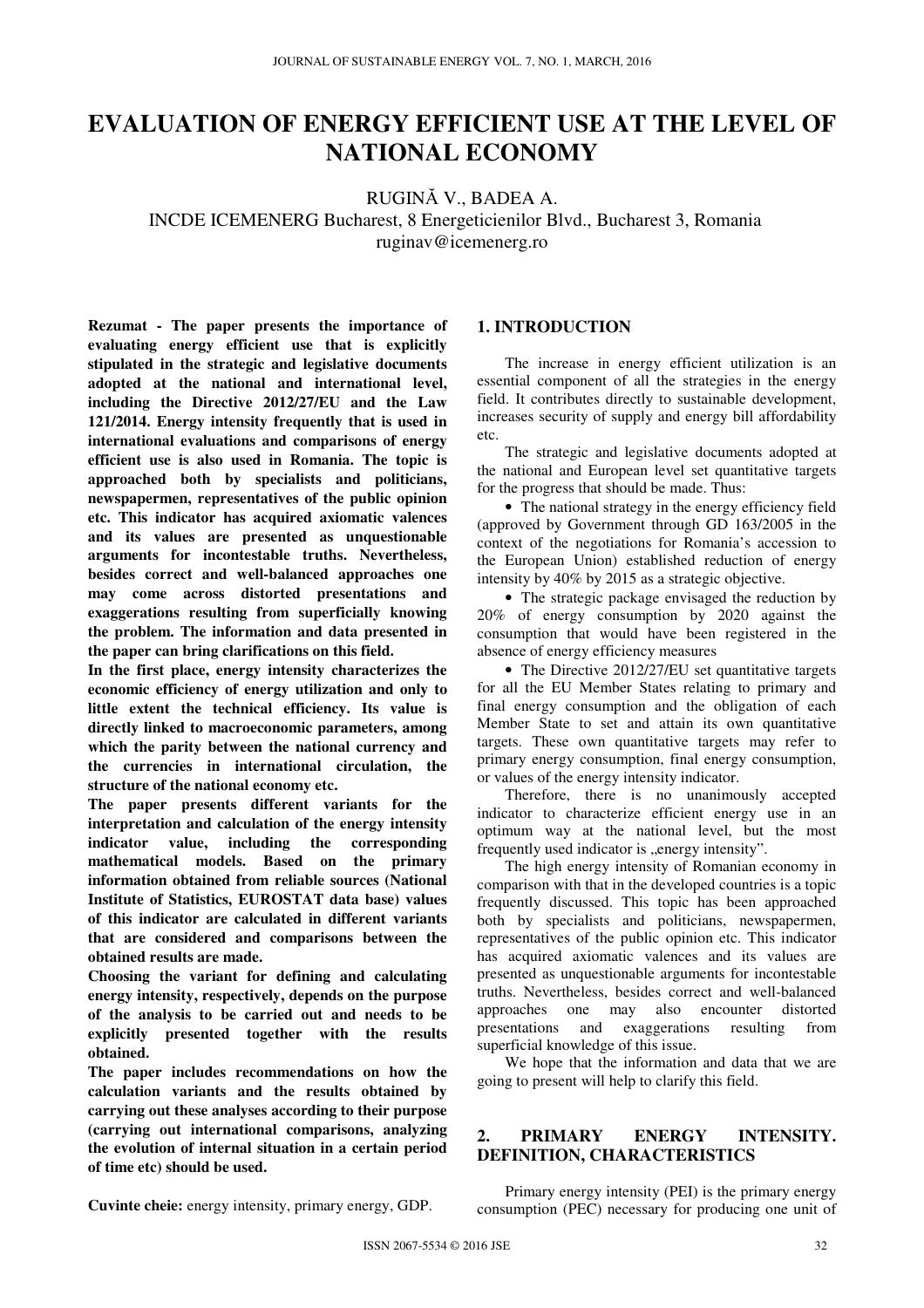# EVALUATION OF ENERGY EFFICIENT USE AT THE LEVEL OF NATIONAL ECONOMY

RUGINĂ V., BADEA A.

INCDE ICEMENERG Bucharest, 8 Energeticienilor Blvd., Bucharest 3, Romania

ruginav@icemenerg.ro

**Rezumat - The paper presents the importance of evaluating energy efficient use that is explicitly stipulated in the strategic and legislative documents adopted at the national and international level, including the Directive 2012/27/EU and the Law 121/2014. Energy intensity frequently that is used in international evaluations and comparisons of energy efficient use is also used in Romania. The topic is approached both by specialists and politicians, newspapermen, representatives of the public opinion etc. This indicator has acquired axiomatic valences and its values are presented as unquestionable arguments for incontestable truths. Nevertheless, besides correct and well-balanced approaches one may come across distorted presentations and exaggerations resulting from superficially knowing the problem. The information and data presented in the paper can bring clarifications on this field.**

**In the first place, energy intensity characterizes the economic efficiency of energy utilization and only to little extent the technical efficiency. Its value is directly linked to macroeconomic parameters, among which the parity between the national currency and the currencies in international circulation, the structure of the national economy etc.**

**The paper presents different variants for the interpretation and calculation of the energy intensity indicator value, including the corresponding mathematical models. Based on the primary information obtained from reliable sources (National Institute of Statistics, EUROSTAT data base) values of this indicator are calculated in different variants that are considered and comparisons between the obtained results are made.**

**Choosing the variant for defining and calculating energy intensity, respectively, depends on the purpose of the analysis to be carried out and needs to be explicitly presented together with the results obtained.**

**The paper includes recommendations on how the calculation variants and the results obtained by carrying out these analyses according to their purpose (carrying out international comparisons, analyzing the evolution of internal situation in a certain period of time etc) should be used.**

**Cuvinte cheie:** energy intensity, primary energy, GDP.

## 1. INTRODUCTION

The increase in energy efficient utilization is an essential component of all the strategies in the energy field. It contributes directly to sustainable development, increases security of supply and energy bill affordability etc.

The strategic and legislative documents adopted at the national and European level set quantitative targets for the progress that should be made. Thus:

- The national strategy in the energy efficiency field (approved by Government through GD 163/2005 in the context of the negotiations for Romania's accession to the European Union) established reduction of energy intensity by 40% by 2015 as a strategic objective.
- The strategic package envisaged the reduction by 20% of energy consumption by 2020 against the consumption that would have been registered in the absence of energy efficiency measures
- The Directive 2012/27/EU set quantitative targets for all the EU Member States relating to primary and final energy consumption and the obligation of each Member State to set and attain its own quantitative targets. These own quantitative targets may refer to primary energy consumption, final energy consumption, or values of the energy intensity indicator.

Therefore, there is no unanimously accepted indicator to characterize efficient energy use in an optimum way at the national level, but the most frequently used indicator is „energy intensity".

The high energy intensity of Romanian economy in comparison with that in the developed countries is a topic frequently discussed. This topic has been approached both by specialists and politicians, newspapermen, representatives of the public opinion etc. This indicator has acquired axiomatic valences and its values are presented as unquestionable arguments for incontestable truths. Nevertheless, besides correct and well-balanced approaches one may also encounter distorted presentations and exaggerations resulting from superficial knowledge of this issue.

We hope that the information and data that we are going to present will help to clarify this field.

## 2. PRIMARY ENERGY INTENSITY. DEFINITION, CHARACTERISTICS

Primary energy intensity (PEI) is the primary energy consumption (PEC) necessary for producing one unit of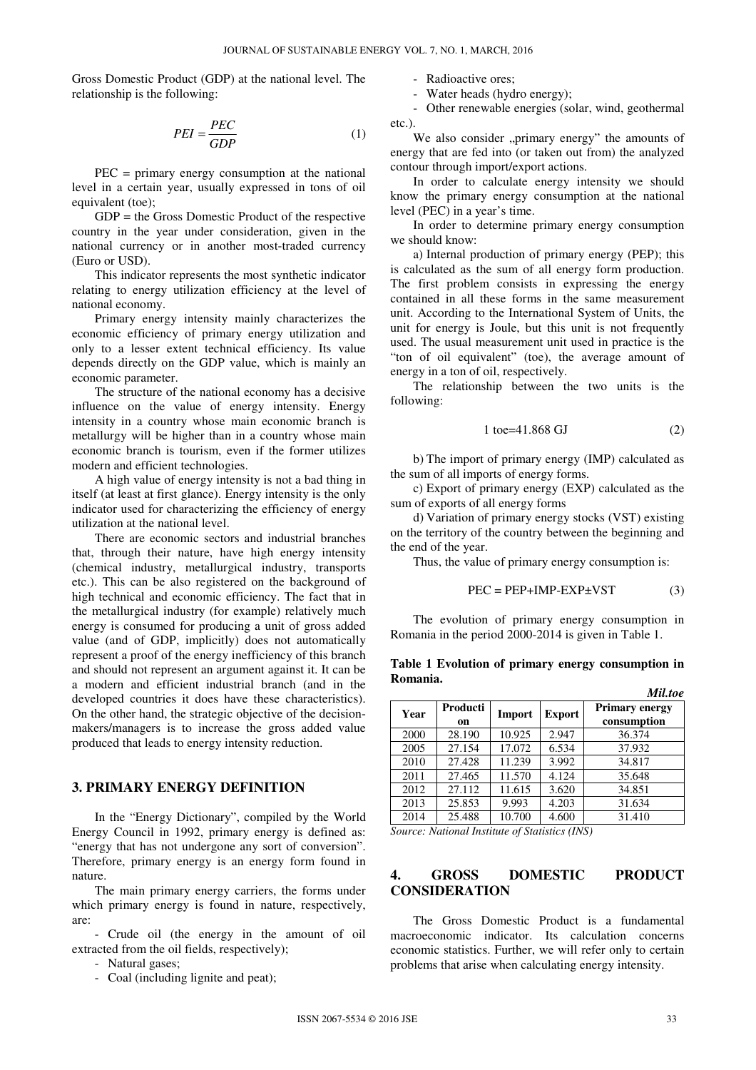Gross Domestic Product (GDP) at the national level. The relationship is the following:

$$PEI = \frac{PEC}{GDP} \tag{1}$$

PEC = primary energy consumption at the national level in a certain year, usually expressed in tons of oil equivalent (toe);

GDP = the Gross Domestic Product of the respective country in the year under consideration, given in the national currency or in another most-traded currency (Euro or USD).

This indicator represents the most synthetic indicator relating to energy utilization efficiency at the level of national economy.

Primary energy intensity mainly characterizes the economic efficiency of primary energy utilization and only to a lesser extent technical efficiency. Its value depends directly on the GDP value, which is mainly an economic parameter.

The structure of the national economy has a decisive influence on the value of energy intensity. Energy intensity in a country whose main economic branch is metallurgy will be higher than in a country whose main economic branch is tourism, even if the former utilizes modern and efficient technologies.

A high value of energy intensity is not a bad thing in itself (at least at first glance). Energy intensity is the only indicator used for characterizing the efficiency of energy utilization at the national level.

There are economic sectors and industrial branches that, through their nature, have high energy intensity (chemical industry, metallurgical industry, transports etc.). This can be also registered on the background of high technical and economic efficiency. The fact that in the metallurgical industry (for example) relatively much energy is consumed for producing a unit of gross added value (and of GDP, implicitly) does not automatically represent a proof of the energy inefficiency of this branch and should not represent an argument against it. It can be a modern and efficient industrial branch (and in the developed countries it does have these characteristics). On the other hand, the strategic objective of the decision-makers/managers is to increase the gross added value produced that leads to energy intensity reduction.

## 3. PRIMARY ENERGY DEFINITION

In the "Energy Dictionary", compiled by the World Energy Council in 1992, primary energy is defined as: "energy that has not undergone any sort of conversion". Therefore, primary energy is an energy form found in nature.

The main primary energy carriers, the forms under which primary energy is found in nature, respectively, are:

- Crude oil (the energy in the amount of oil extracted from the oil fields, respectively);
- Natural gases;
- Coal (including lignite and peat);
- Radioactive ores;
- Water heads (hydro energy);
- Other renewable energies (solar, wind, geothermal etc.).

We also consider „primary energy" the amounts of energy that are fed into (or taken out from) the analyzed contour through import/export actions.

In order to calculate energy intensity we should know the primary energy consumption at the national level (PEC) in a year's time.

In order to determine primary energy consumption we should know:

a) Internal production of primary energy (PEP); this is calculated as the sum of all energy form production. The first problem consists in expressing the energy contained in all these forms in the same measurement unit. According to the International System of Units, the unit for energy is Joule, but this unit is not frequently used. The usual measurement unit used in practice is the "ton of oil equivalent" (toe), the average amount of energy in a ton of oil, respectively.

The relationship between the two units is the following:

$$1 \text{ toe} = 41.868 \text{ GJ} \tag{2}$$

b) The import of primary energy (IMP) calculated as the sum of all imports of energy forms.

c) Export of primary energy (EXP) calculated as the sum of exports of all energy forms

d) Variation of primary energy stocks (VST) existing on the territory of the country between the beginning and the end of the year.

Thus, the value of primary energy consumption is:

$$PEC = PEP + IMP - EXP \pm VST \tag{3}$$

The evolution of primary energy consumption in Romania in the period 2000-2014 is given in Table 1.

**Table 1 Evolution of primary energy consumption in Romania.**

*Mil.toe*

| Year | Production | Import | Export | Primary energy consumption |
|---|---|---|---|---|
| 2000 | 28.190 | 10.925 | 2.947 | 36.374 |
| 2005 | 27.154 | 17.072 | 6.534 | 37.932 |
| 2010 | 27.428 | 11.239 | 3.992 | 34.817 |
| 2011 | 27.465 | 11.570 | 4.124 | 35.648 |
| 2012 | 27.112 | 11.615 | 3.620 | 34.851 |
| 2013 | 25.853 | 9.993 | 4.203 | 31.634 |
| 2014 | 25.488 | 10.700 | 4.600 | 31.410 |

*Source: National Institute of Statistics (INS)*

## 4. GROSS DOMESTIC PRODUCT CONSIDERATION

The Gross Domestic Product is a fundamental macroeconomic indicator. Its calculation concerns economic statistics. Further, we will refer only to certain problems that arise when calculating energy intensity.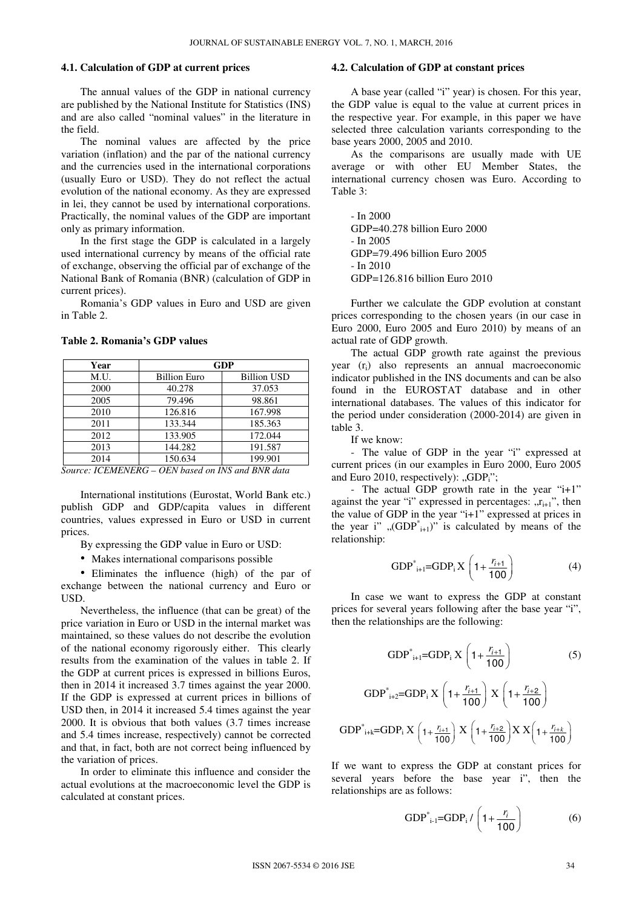### 4.1. Calculation of GDP at current prices

The annual values of the GDP in national currency are published by the National Institute for Statistics (INS) and are also called "nominal values" in the literature in the field.

The nominal values are affected by the price variation (inflation) and the par of the national currency and the currencies used in the international corporations (usually Euro or USD). They do not reflect the actual evolution of the national economy. As they are expressed in lei, they cannot be used by international corporations. Practically, the nominal values of the GDP are important only as primary information.

In the first stage the GDP is calculated in a largely used international currency by means of the official rate of exchange, observing the official par of exchange of the National Bank of Romania (BNR) (calculation of GDP in current prices).

Romania's GDP values in Euro and USD are given in Table 2.

**Table 2. Romania's GDP values**

| Year | GDP | |
|---|---|---|
| M.U. | Billion Euro | Billion USD |
| 2000 | 40.278 | 37.053 |
| 2005 | 79.496 | 98.861 |
| 2010 | 126.816 | 167.998 |
| 2011 | 133.344 | 185.363 |
| 2012 | 133.905 | 172.044 |
| 2013 | 144.282 | 191.587 |
| 2014 | 150.634 | 199.901 |

*Source: ICEMENERG – OEN based on INS and BNR data*

International institutions (Eurostat, World Bank etc.) publish GDP and GDP/capita values in different countries, values expressed in Euro or USD in current prices.

By expressing the GDP value in Euro or USD:

- Makes international comparisons possible
- Eliminates the influence (high) of the par of exchange between the national currency and Euro or USD.

Nevertheless, the influence (that can be great) of the price variation in Euro or USD in the internal market was maintained, so these values do not describe the evolution of the national economy rigorously either. This clearly results from the examination of the values in table 2. If the GDP at current prices is expressed in billions Euros, then in 2014 it increased 3.7 times against the year 2000. If the GDP is expressed at current prices in billions of USD then, in 2014 it increased 5.4 times against the year 2000. It is obvious that both values (3.7 times increase and 5.4 times increase, respectively) cannot be corrected and that, in fact, both are not correct being influenced by the variation of prices.

In order to eliminate this influence and consider the actual evolutions at the macroeconomic level the GDP is calculated at constant prices.

### 4.2. Calculation of GDP at constant prices

A base year (called "i" year) is chosen. For this year, the GDP value is equal to the value at current prices in the respective year. For example, in this paper we have selected three calculation variants corresponding to the base years 2000, 2005 and 2010.

As the comparisons are usually made with UE average or with other EU Member States, the international currency chosen was Euro. According to Table 3:

- In 2000
GDP=40.278 billion Euro 2000
- In 2005
GDP=79.496 billion Euro 2005
- In 2010
GDP=126.816 billion Euro 2010

Further we calculate the GDP evolution at constant prices corresponding to the chosen years (in our case in Euro 2000, Euro 2005 and Euro 2010) by means of an actual rate of GDP growth.

The actual GDP growth rate against the previous year ($r_i$) also represents an annual macroeconomic indicator published in the INS documents and can be also found in the EUROSTAT database and in other international databases. The values of this indicator for the period under consideration (2000-2014) are given in table 3.

If we know:

- The value of GDP in the year "i" expressed at current prices (in our examples in Euro 2000, Euro 2005 and Euro 2010, respectively): „$GDP_i$";
- The actual GDP growth rate in the year "i+1" against the year "i" expressed in percentages: „$r_{i+1}$", then the value of GDP in the year "i+1" expressed at prices in the year i" „($GDP^*_{i+1}$)" is calculated by means of the relationship:

$$GDP^*_{i+1}=GDP_i \times \left(1+\frac{r_{i+1}}{100}\right) \tag{4}$$

In case we want to express the GDP at constant prices for several years following after the base year "i", then the relationships are the following:

$$GDP^*_{i+1}=GDP_i \times \left(1+\frac{r_{i+1}}{100}\right) \tag{5}$$

$$GDP^*_{i+2}=GDP_i \times \left(1+\frac{r_{i+1}}{100}\right) \times \left(1+\frac{r_{i+2}}{100}\right)$$

$$GDP^*_{i+k}=GDP_i \times \left(1+\frac{r_{i+1}}{100}\right) \times \left(1+\frac{r_{i+2}}{100}\right) \times \times \left(1+\frac{r_{i+k}}{100}\right)$$

If we want to express the GDP at constant prices for several years before the base year i", then the relationships are as follows:

$$GDP^*_{i-1}=GDP_i / \left(1+\frac{r_i}{100}\right) \tag{6}$$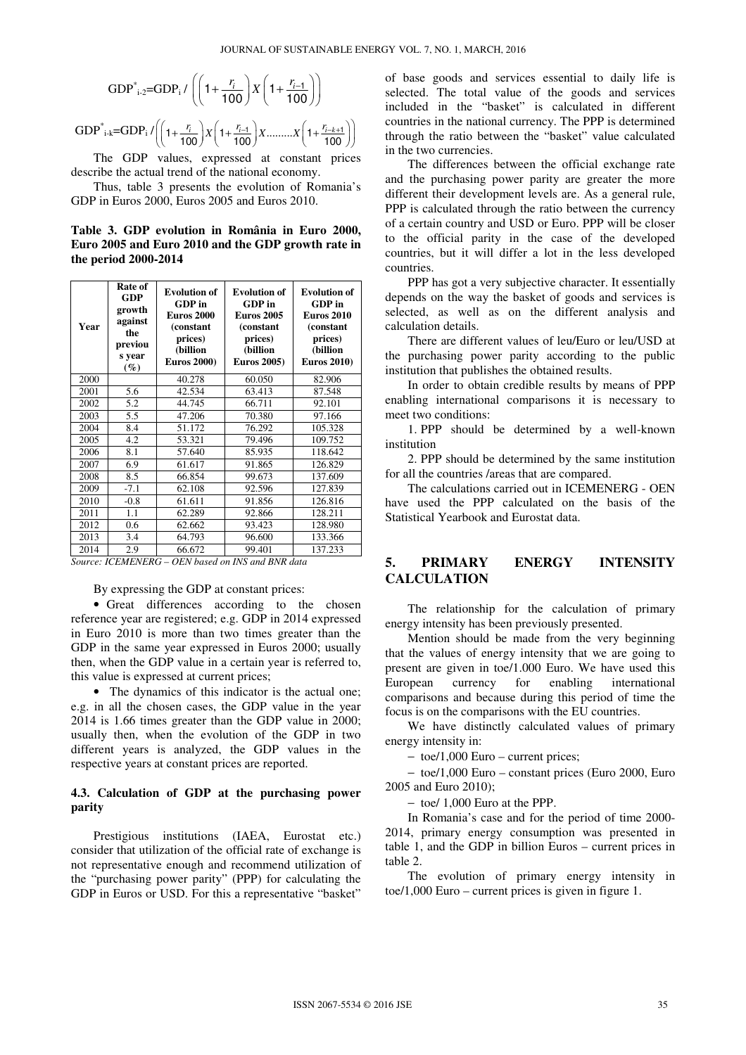$$\text{GDP}^*_{i-2}=\text{GDP}_i / \left(\left(1+\frac{r_i}{100}\right)X\left(1+\frac{r_{i-1}}{100}\right)\right)$$

$$\text{GDP}^*_{i-k}=\text{GDP}_i / \left(\left(1+\frac{r_i}{100}\right)X\left(1+\frac{r_{i-1}}{100}\right)X.........X\left(1+\frac{r_{i-k+1}}{100}\right)\right)$$

The GDP values, expressed at constant prices describe the actual trend of the national economy.

Thus, table 3 presents the evolution of Romania's GDP in Euros 2000, Euros 2005 and Euros 2010.

**Table 3. GDP evolution in România in Euro 2000, Euro 2005 and Euro 2010 and the GDP growth rate in the period 2000-2014**

| Year | Rate of GDP growth against the previous year (%) | Evolution of GDP in Euros 2000 (constant prices) (billion Euros 2000) | Evolution of GDP in Euros 2005 (constant prices) (billion Euros 2005) | Evolution of GDP in Euros 2010 (constant prices) (billion Euros 2010) |
|---|---|---|---|---|
| 2000 | | 40.278 | 60.050 | 82.906 |
| 2001 | 5.6 | 42.534 | 63.413 | 87.548 |
| 2002 | 5.2 | 44.745 | 66.711 | 92.101 |
| 2003 | 5.5 | 47.206 | 70.380 | 97.166 |
| 2004 | 8.4 | 51.172 | 76.292 | 105.328 |
| 2005 | 4.2 | 53.321 | 79.496 | 109.752 |
| 2006 | 8.1 | 57.640 | 85.935 | 118.642 |
| 2007 | 6.9 | 61.617 | 91.865 | 126.829 |
| 2008 | 8.5 | 66.854 | 99.673 | 137.609 |
| 2009 | -7.1 | 62.108 | 92.596 | 127.839 |
| 2010 | -0.8 | 61.611 | 91.856 | 126.816 |
| 2011 | 1.1 | 62.289 | 92.866 | 128.211 |
| 2012 | 0.6 | 62.662 | 93.423 | 128.980 |
| 2013 | 3.4 | 64.793 | 96.600 | 133.366 |
| 2014 | 2.9 | 66.672 | 99.401 | 137.233 |

*Source: ICEMENERG – OEN based on INS and BNR data*

By expressing the GDP at constant prices:

- Great differences according to the chosen reference year are registered; e.g. GDP in 2014 expressed in Euro 2010 is more than two times greater than the GDP in the same year expressed in Euros 2000; usually then, when the GDP value in a certain year is referred to, this value is expressed at current prices;
- The dynamics of this indicator is the actual one; e.g. in all the chosen cases, the GDP value in the year 2014 is 1.66 times greater than the GDP value in 2000; usually then, when the evolution of the GDP in two different years is analyzed, the GDP values in the respective years at constant prices are reported.

### 4.3. Calculation of GDP at the purchasing power parity

Prestigious institutions (IAEA, Eurostat etc.) consider that utilization of the official rate of exchange is not representative enough and recommend utilization of the "purchasing power parity" (PPP) for calculating the GDP in Euros or USD. For this a representative "basket" of base goods and services essential to daily life is selected. The total value of the goods and services included in the "basket" is calculated in different countries in the national currency. The PPP is determined through the ratio between the "basket" value calculated in the two currencies.

The differences between the official exchange rate and the purchasing power parity are greater the more different their development levels are. As a general rule, PPP is calculated through the ratio between the currency of a certain country and USD or Euro. PPP will be closer to the official parity in the case of the developed countries, but it will differ a lot in the less developed countries.

PPP has got a very subjective character. It essentially depends on the way the basket of goods and services is selected, as well as on the different analysis and calculation details.

There are different values of leu/Euro or leu/USD at the purchasing power parity according to the public institution that publishes the obtained results.

In order to obtain credible results by means of PPP enabling international comparisons it is necessary to meet two conditions:

1. PPP should be determined by a well-known institution
2. PPP should be determined by the same institution for all the countries /areas that are compared.

The calculations carried out in ICEMENERG - OEN have used the PPP calculated on the basis of the Statistical Yearbook and Eurostat data.

## 5. PRIMARY ENERGY INTENSITY CALCULATION

The relationship for the calculation of primary energy intensity has been previously presented.

Mention should be made from the very beginning that the values of energy intensity that we are going to present are given in toe/1.000 Euro. We have used this European currency for enabling international comparisons and because during this period of time the focus is on the comparisons with the EU countries.

We have distinctly calculated values of primary energy intensity in:

- toe/1,000 Euro – current prices;
- toe/1,000 Euro – constant prices (Euro 2000, Euro 2005 and Euro 2010);
- toe/ 1,000 Euro at the PPP.

In Romania's case and for the period of time 2000-2014, primary energy consumption was presented in table 1, and the GDP in billion Euros – current prices in table 2.

The evolution of primary energy intensity in toe/1,000 Euro – current prices is given in figure 1.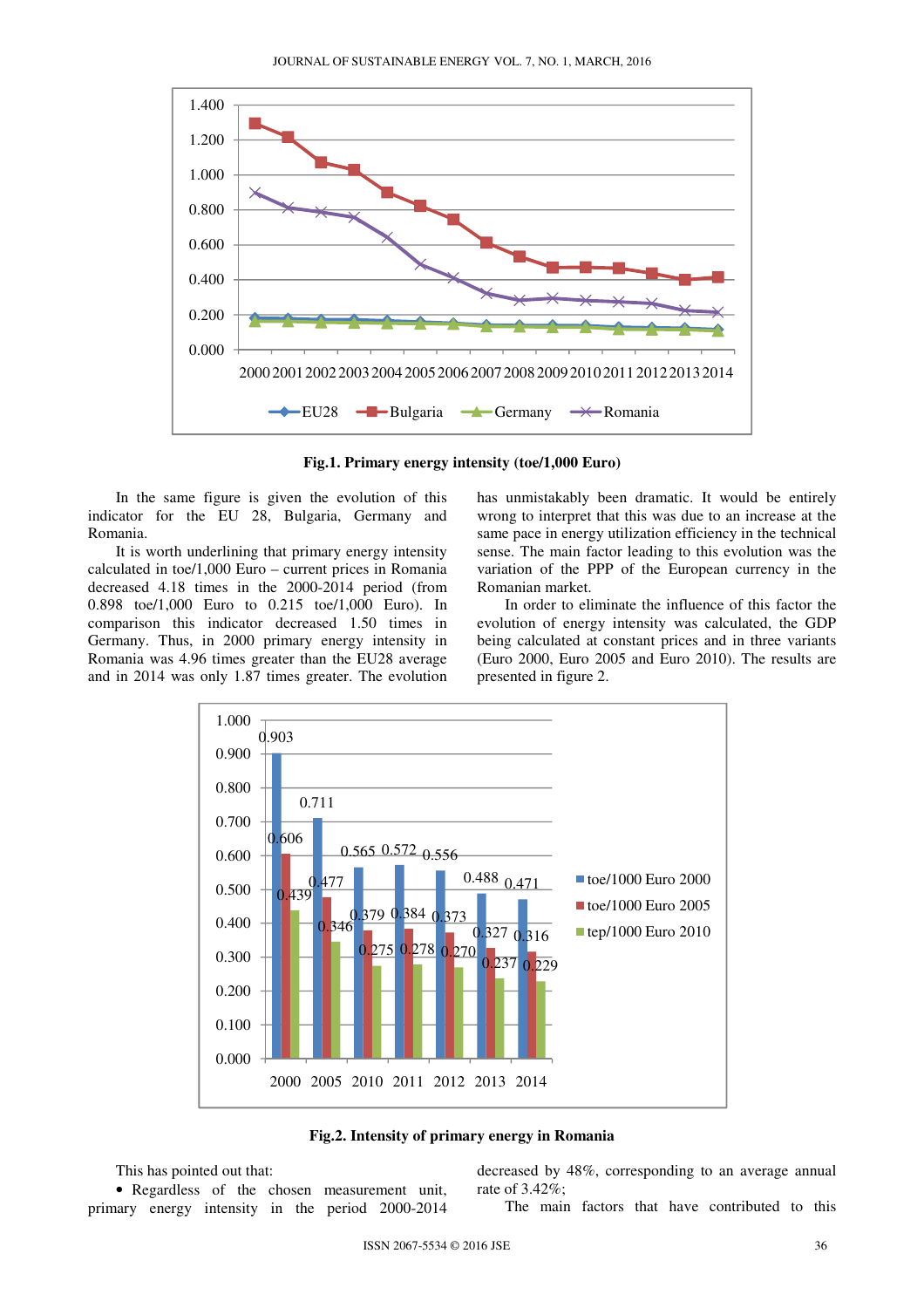**Fig.1. Primary energy intensity (toe/1,000 Euro)**

In the same figure is given the evolution of this indicator for the EU 28, Bulgaria, Germany and Romania.

It is worth underlining that primary energy intensity calculated in toe/1,000 Euro – current prices in Romania decreased 4.18 times in the 2000-2014 period (from 0.898 toe/1,000 Euro to 0.215 toe/1,000 Euro). In comparison this indicator decreased 1.50 times in Germany. Thus, in 2000 primary energy intensity in Romania was 4.96 times greater than the EU28 average and in 2014 was only 1.87 times greater. The evolution has unmistakably been dramatic. It would be entirely wrong to interpret that this was due to an increase at the same pace in energy utilization efficiency in the technical sense. The main factor leading to this evolution was the variation of the PPP of the European currency in the Romanian market.

In order to eliminate the influence of this factor the evolution of energy intensity was calculated, the GDP being calculated at constant prices and in three variants (Euro 2000, Euro 2005 and Euro 2010). The results are presented in figure 2.

**Fig.2. Intensity of primary energy in Romania**

This has pointed out that:

- Regardless of the chosen measurement unit, primary energy intensity in the period 2000-2014 decreased by 48%, corresponding to an average annual rate of 3.42%;

The main factors that have contributed to this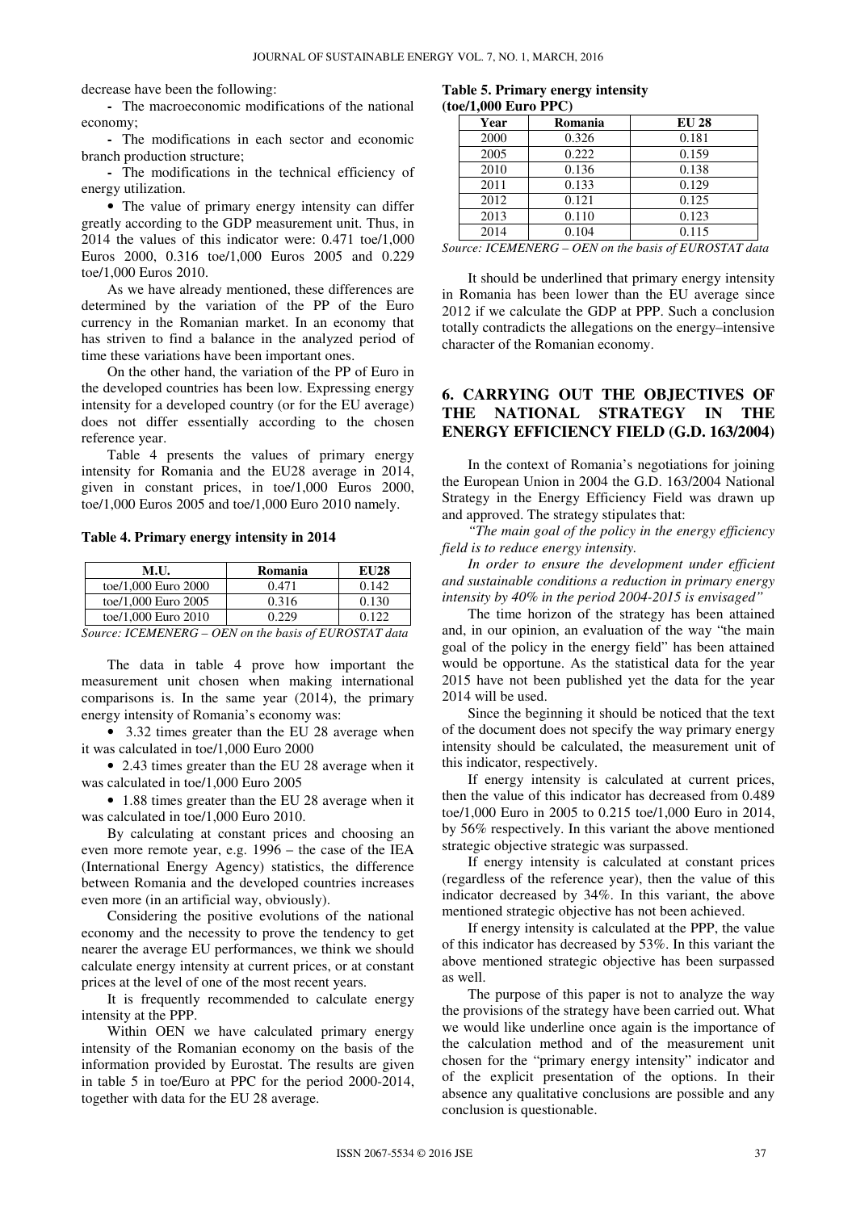decrease have been the following:

- The macroeconomic modifications of the national economy;
- The modifications in each sector and economic branch production structure;
- The modifications in the technical efficiency of energy utilization.

• The value of primary energy intensity can differ greatly according to the GDP measurement unit. Thus, in 2014 the values of this indicator were: 0.471 toe/1,000 Euros 2000, 0.316 toe/1,000 Euros 2005 and 0.229 toe/1,000 Euros 2010.

As we have already mentioned, these differences are determined by the variation of the PP of the Euro currency in the Romanian market. In an economy that has striven to find a balance in the analyzed period of time these variations have been important ones.

On the other hand, the variation of the PP of Euro in the developed countries has been low. Expressing energy intensity for a developed country (or for the EU average) does not differ essentially according to the chosen reference year.

Table 4 presents the values of primary energy intensity for Romania and the EU28 average in 2014, given in constant prices, in toe/1,000 Euros 2000, toe/1,000 Euros 2005 and toe/1,000 Euro 2010 namely.

**Table 4. Primary energy intensity in 2014**

| M.U. | Romania | EU28 |
|---|---|---|
| toe/1,000 Euro 2000 | 0.471 | 0.142 |
| toe/1,000 Euro 2005 | 0.316 | 0.130 |
| toe/1,000 Euro 2010 | 0.229 | 0.122 |

*Source: ICEMENERG – OEN on the basis of EUROSTAT data*

The data in table 4 prove how important the measurement unit chosen when making international comparisons is. In the same year (2014), the primary energy intensity of Romania's economy was:

• 3.32 times greater than the EU 28 average when it was calculated in toe/1,000 Euro 2000

• 2.43 times greater than the EU 28 average when it was calculated in toe/1,000 Euro 2005

• 1.88 times greater than the EU 28 average when it was calculated in toe/1,000 Euro 2010.

By calculating at constant prices and choosing an even more remote year, e.g. 1996 – the case of the IEA (International Energy Agency) statistics, the difference between Romania and the developed countries increases even more (in an artificial way, obviously).

Considering the positive evolutions of the national economy and the necessity to prove the tendency to get nearer the average EU performances, we think we should calculate energy intensity at current prices, or at constant prices at the level of one of the most recent years.

It is frequently recommended to calculate energy intensity at the PPP.

Within OEN we have calculated primary energy intensity of the Romanian economy on the basis of the information provided by Eurostat. The results are given in table 5 in toe/Euro at PPC for the period 2000-2014, together with data for the EU 28 average.

**Table 5. Primary energy intensity (toe/1,000 Euro PPC)**

| Year | Romania | EU 28 |
|---|---|---|
| 2000 | 0.326 | 0.181 |
| 2005 | 0.222 | 0.159 |
| 2010 | 0.136 | 0.138 |
| 2011 | 0.133 | 0.129 |
| 2012 | 0.121 | 0.125 |
| 2013 | 0.110 | 0.123 |
| 2014 | 0.104 | 0.115 |

*Source: ICEMENERG – OEN on the basis of EUROSTAT data*

It should be underlined that primary energy intensity in Romania has been lower than the EU average since 2012 if we calculate the GDP at PPP. Such a conclusion totally contradicts the allegations on the energy–intensive character of the Romanian economy.

## 6. CARRYING OUT THE OBJECTIVES OF THE NATIONAL STRATEGY IN THE ENERGY EFFICIENCY FIELD (G.D. 163/2004)

In the context of Romania's negotiations for joining the European Union in 2004 the G.D. 163/2004 National Strategy in the Energy Efficiency Field was drawn up and approved. The strategy stipulates that:

*"The main goal of the policy in the energy efficiency field is to reduce energy intensity.*

*In order to ensure the development under efficient and sustainable conditions a reduction in primary energy intensity by 40% in the period 2004-2015 is envisaged"*

The time horizon of the strategy has been attained and, in our opinion, an evaluation of the way "the main goal of the policy in the energy field" has been attained would be opportune. As the statistical data for the year 2015 have not been published yet the data for the year 2014 will be used.

Since the beginning it should be noticed that the text of the document does not specify the way primary energy intensity should be calculated, the measurement unit of this indicator, respectively.

If energy intensity is calculated at current prices, then the value of this indicator has decreased from 0.489 toe/1,000 Euro in 2005 to 0.215 toe/1,000 Euro in 2014, by 56% respectively. In this variant the above mentioned strategic objective strategic was surpassed.

If energy intensity is calculated at constant prices (regardless of the reference year), then the value of this indicator decreased by 34%. In this variant, the above mentioned strategic objective has not been achieved.

If energy intensity is calculated at the PPP, the value of this indicator has decreased by 53%. In this variant the above mentioned strategic objective has been surpassed as well.

The purpose of this paper is not to analyze the way the provisions of the strategy have been carried out. What we would like underline once again is the importance of the calculation method and of the measurement unit chosen for the "primary energy intensity" indicator and of the explicit presentation of the options. In their absence any qualitative conclusions are possible and any conclusion is questionable.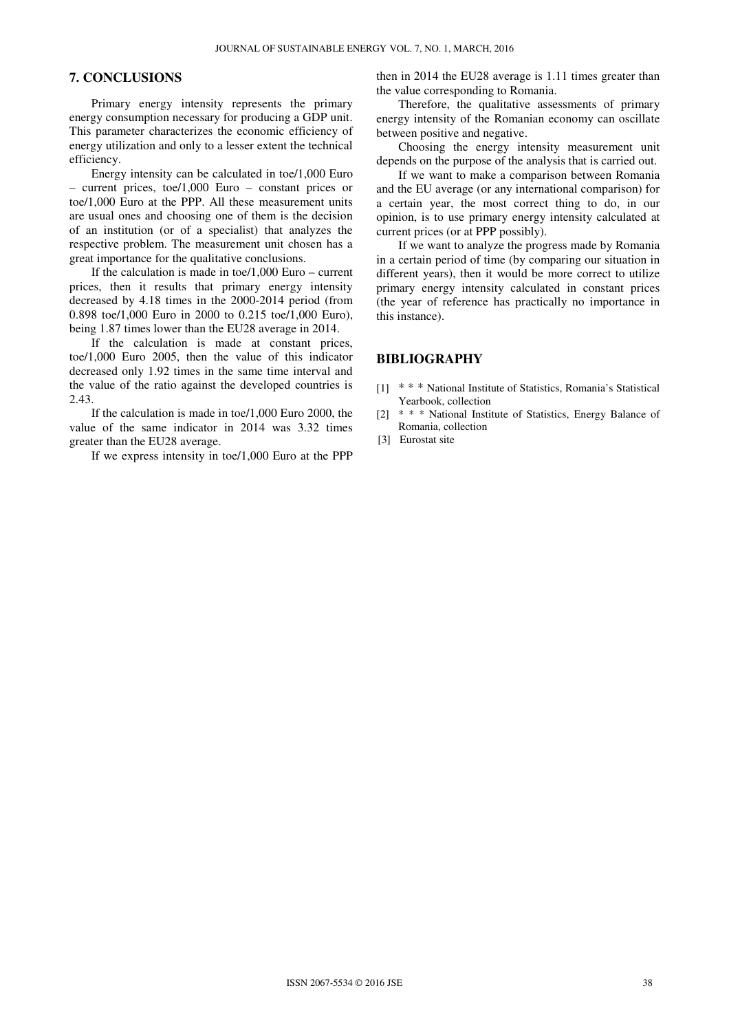## 7. CONCLUSIONS

Primary energy intensity represents the primary energy consumption necessary for producing a GDP unit. This parameter characterizes the economic efficiency of energy utilization and only to a lesser extent the technical efficiency.

Energy intensity can be calculated in toe/1,000 Euro – current prices, toe/1,000 Euro – constant prices or toe/1,000 Euro at the PPP. All these measurement units are usual ones and choosing one of them is the decision of an institution (or of a specialist) that analyzes the respective problem. The measurement unit chosen has a great importance for the qualitative conclusions.

If the calculation is made in toe/1,000 Euro – current prices, then it results that primary energy intensity decreased by 4.18 times in the 2000-2014 period (from 0.898 toe/1,000 Euro in 2000 to 0.215 toe/1,000 Euro), being 1.87 times lower than the EU28 average in 2014.

If the calculation is made at constant prices, toe/1,000 Euro 2005, then the value of this indicator decreased only 1.92 times in the same time interval and the value of the ratio against the developed countries is 2.43.

If the calculation is made in toe/1,000 Euro 2000, the value of the same indicator in 2014 was 3.32 times greater than the EU28 average.

If we express intensity in toe/1,000 Euro at the PPP then in 2014 the EU28 average is 1.11 times greater than the value corresponding to Romania.

Therefore, the qualitative assessments of primary energy intensity of the Romanian economy can oscillate between positive and negative.

Choosing the energy intensity measurement unit depends on the purpose of the analysis that is carried out.

If we want to make a comparison between Romania and the EU average (or any international comparison) for a certain year, the most correct thing to do, in our opinion, is to use primary energy intensity calculated at current prices (or at PPP possibly).

If we want to analyze the progress made by Romania in a certain period of time (by comparing our situation in different years), then it would be more correct to utilize primary energy intensity calculated in constant prices (the year of reference has practically no importance in this instance).

## BIBLIOGRAPHY

[1] * * * National Institute of Statistics, Romania's Statistical Yearbook, collection

[2] * * * National Institute of Statistics, Energy Balance of Romania, collection

[3] Eurostat site